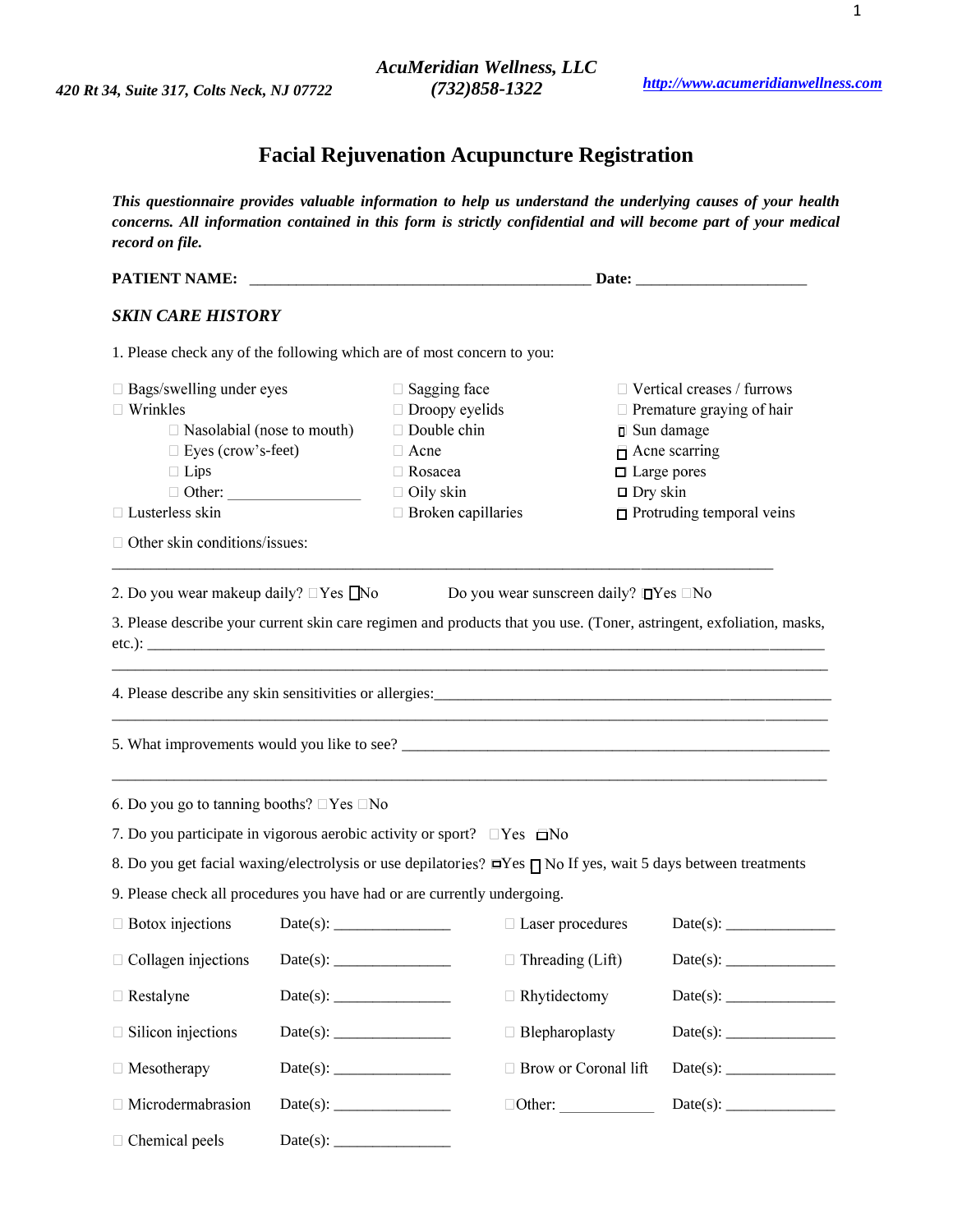*420 Rt 34, Suite 317, Colts Neck, NJ 07722* | ***AcuMeridian Wellness, LLC*** ***(732)858-1322*** | ***http://www.acumeridianwellness.com***

# Facial Rejuvenation Acupuncture Registration

***This questionnaire provides valuable information to help us understand the underlying causes of your health concerns. All information contained in this form is strictly confidential and will become part of your medical record on file.***

**PATIENT NAME:** _________________________________________ **Date:** ____________________

## *SKIN CARE HISTORY*

1. Please check any of the following which are of most concern to you:

- ☐ Bags/swelling under eyes
- ☐ Wrinkles
  - ☐ Nasolabial (nose to mouth)
  - ☐ Eyes (crow's-feet)
  - ☐ Lips
  - ☐ Other: ________________
- ☐ Lusterless skin
- ☐ Sagging face
- ☐ Droopy eyelids
- ☐ Double chin
- ☐ Acne
- ☐ Rosacea
- ☐ Oily skin
- ☐ Broken capillaries
- ☐ Vertical creases / furrows
- ☐ Premature graying of hair
- ☐ Sun damage
- ☐ Acne scarring
- ☐ Large pores
- ☐ Dry skin
- ☐ Protruding temporal veins

☐ Other skin conditions/issues:

_______________________________________________________________________________

2. Do you wear makeup daily? ☐Yes ☐No  Do you wear sunscreen daily? ☐Yes ☐No

3. Please describe your current skin care regimen and products that you use. (Toner, astringent, exfoliation, masks, etc.): _______________________________________________________________________________

_______________________________________________________________________________

4. Please describe any skin sensitivities or allergies:_____________________________________________________

_______________________________________________________________________________

5. What improvements would you like to see? ______________________________________________________

_______________________________________________________________________________

6. Do you go to tanning booths? ☐Yes ☐No

7. Do you participate in vigorous aerobic activity or sport? ☐Yes ☐No

8. Do you get facial waxing/electrolysis or use depilatories? ☐Yes ☐ No If yes, wait 5 days between treatments

9. Please check all procedures you have had or are currently undergoing.

| | | | |
|---|---|---|---|
| ☐ Botox injections | Date(s): _____________ | ☐ Laser procedures | Date(s): _____________ |
| ☐ Collagen injections | Date(s): _____________ | ☐ Threading (Lift) | Date(s): _____________ |
| ☐ Restalyne | Date(s): _____________ | ☐ Rhytidectomy | Date(s): _____________ |
| ☐ Silicon injections | Date(s): _____________ | ☐ Blepharoplasty | Date(s): _____________ |
| ☐ Mesotherapy | Date(s): _____________ | ☐ Brow or Coronal lift | Date(s): _____________ |
| ☐ Microdermabrasion | Date(s): _____________ | ☐Other: ___________ | Date(s): _____________ |
| ☐ Chemical peels | Date(s): _____________ | | |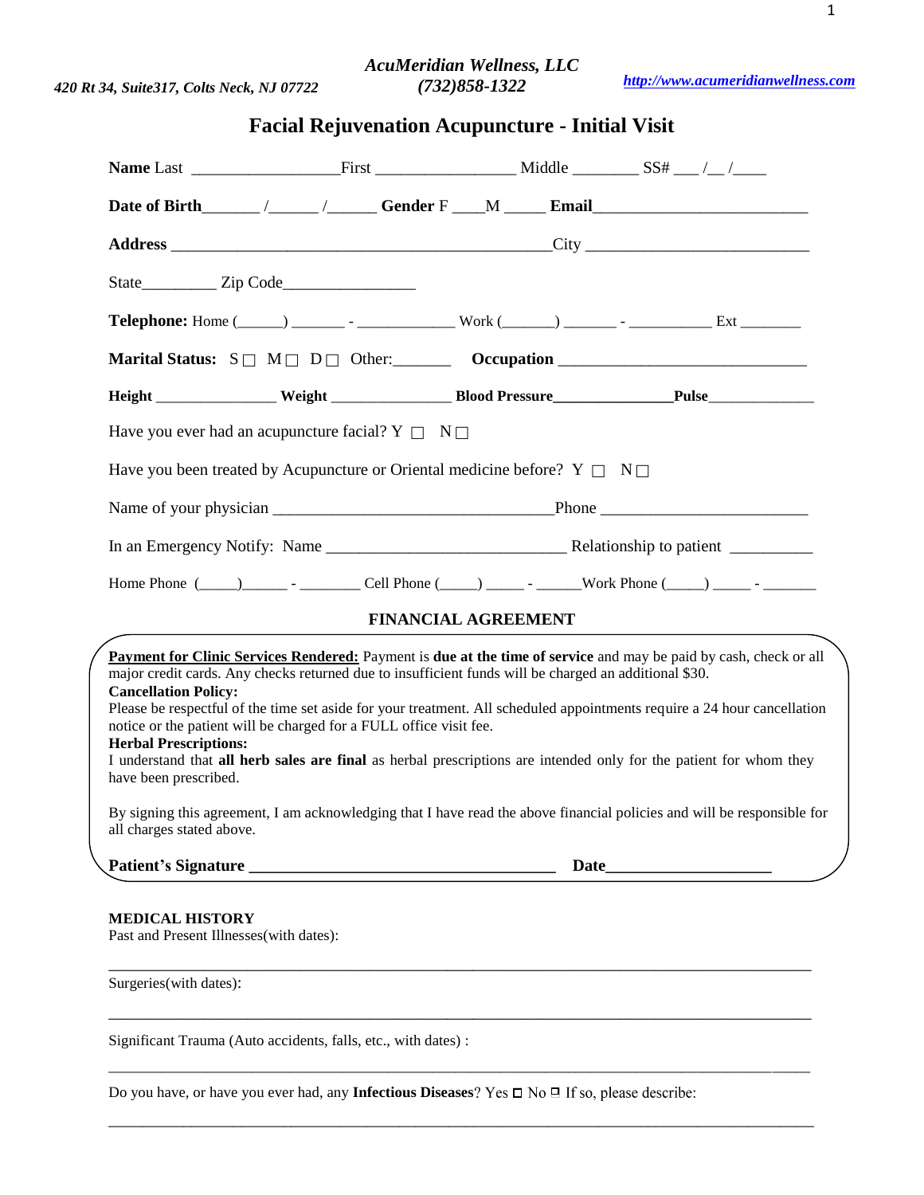*420 Rt 34, Suite317, Colts Neck, NJ 07722*

***AcuMeridian Wellness, LLC***
***(732)858-1322***

***http://www.acumeridianwellness.com***

# Facial Rejuvenation Acupuncture - Initial Visit

**Name** Last _________________ First _________________ Middle ________ SS# ___ /__ /____

**Date of Birth**______ /______ /______ **Gender** F ____M _____ **Email**_________________________

**Address** _______________________________________________City _________________________

State_________ Zip Code________________

**Telephone:** Home (______) _______ - ____________ Work (_______) _______ - ___________ Ext ________

**Marital Status:** S ☐ M ☐ D ☐ Other:_______ **Occupation** _____________________________

**Height** _______________ **Weight** _______________ **Blood Pressure**_______________**Pulse**______________

Have you ever had an acupuncture facial? Y ☐ N ☐

Have you been treated by Acupuncture or Oriental medicine before? Y ☐ N ☐

Name of your physician _________________________________Phone ________________________

In an Emergency Notify: Name ____________________________ Relationship to patient __________

Home Phone (_____)______ - ________ Cell Phone (_____) _____ - ______Work Phone (_____) _____ - _______

## FINANCIAL AGREEMENT

**Payment for Clinic Services Rendered:** Payment is **due at the time of service** and may be paid by cash, check or all major credit cards. Any checks returned due to insufficient funds will be charged an additional $30.

**Cancellation Policy:**
Please be respectful of the time set aside for your treatment. All scheduled appointments require a 24 hour cancellation notice or the patient will be charged for a FULL office visit fee.

**Herbal Prescriptions:**
I understand that **all herb sales are final** as herbal prescriptions are intended only for the patient for whom they have been prescribed.

By signing this agreement, I am acknowledging that I have read the above financial policies and will be responsible for all charges stated above.

**Patient's Signature ____________________________________ Date____________________**

**MEDICAL HISTORY**

Past and Present Illnesses(with dates):

_____________________________________________________________________________

Surgeries(with dates):

_____________________________________________________________________________

Significant Trauma (Auto accidents, falls, etc., with dates) :

_____________________________________________________________________________

Do you have, or have you ever had, any **Infectious Diseases**? Yes ☐ No ☐ If so, please describe:

_____________________________________________________________________________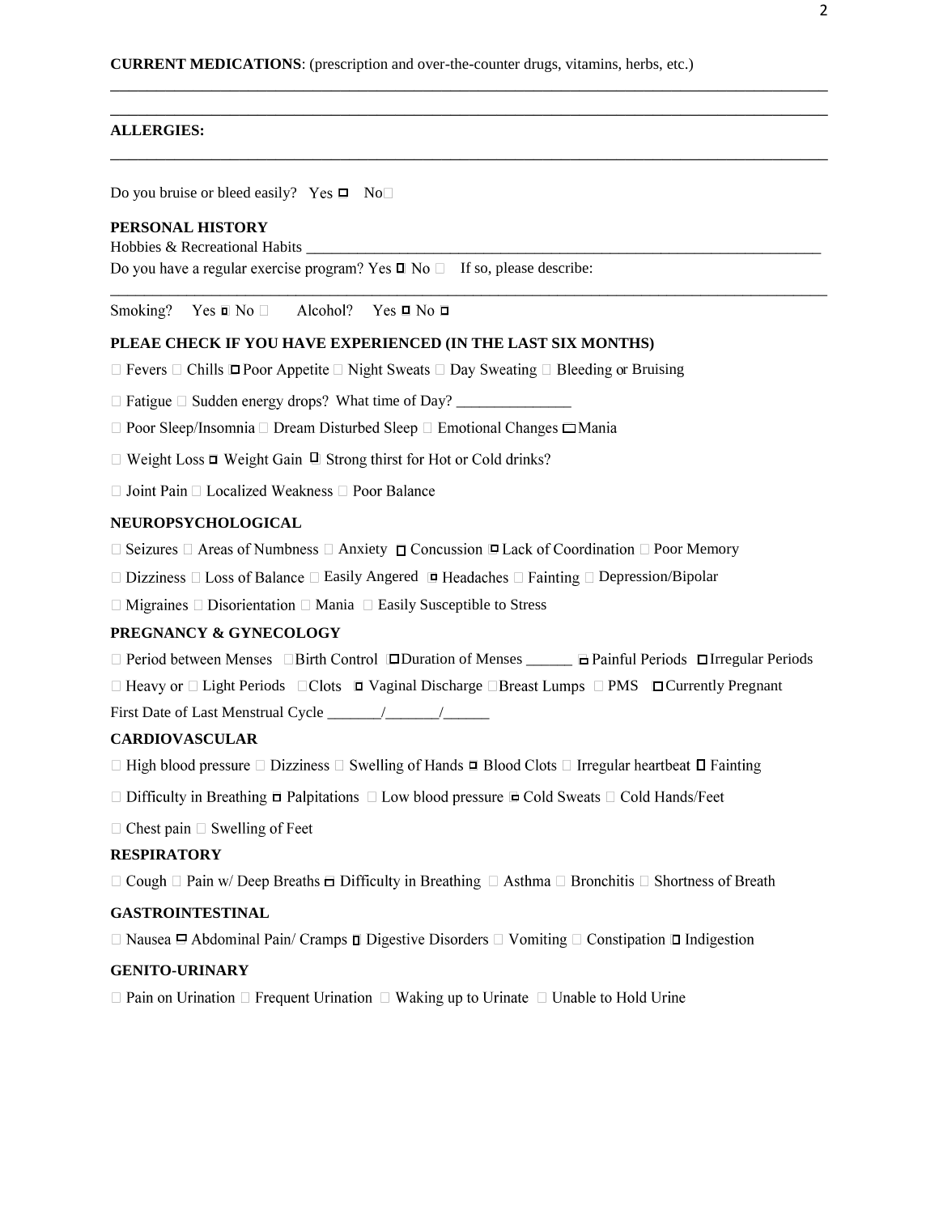**CURRENT MEDICATIONS**: (prescription and over-the-counter drugs, vitamins, herbs, etc.)

______________________________________________________________________________

______________________________________________________________________________

**ALLERGIES:**

______________________________________________________________________________

Do you bruise or bleed easily? Yes ☐ No☐

**PERSONAL HISTORY**

Hobbies & Recreational Habits ______________________________________________________________

Do you have a regular exercise program? Yes ☐ No ☐ If so, please describe:

______________________________________________________________________________

Smoking? Yes ☐ No ☐ Alcohol? Yes ☐ No ☐

**PLEAE CHECK IF YOU HAVE EXPERIENCED (IN THE LAST SIX MONTHS)**

☐ Fevers ☐ Chills ☐ Poor Appetite ☐ Night Sweats ☐ Day Sweating ☐ Bleeding or Bruising

☐ Fatigue ☐ Sudden energy drops? What time of Day? _______________

☐ Poor Sleep/Insomnia ☐ Dream Disturbed Sleep ☐ Emotional Changes ☐ Mania

☐ Weight Loss ☐ Weight Gain ☐ Strong thirst for Hot or Cold drinks?

☐ Joint Pain ☐ Localized Weakness ☐ Poor Balance

**NEUROPSYCHOLOGICAL**

☐ Seizures ☐ Areas of Numbness ☐ Anxiety ☐ Concussion ☐ Lack of Coordination ☐ Poor Memory

☐ Dizziness ☐ Loss of Balance ☐ Easily Angered ☐ Headaches ☐ Fainting ☐ Depression/Bipolar

☐ Migraines ☐ Disorientation ☐ Mania ☐ Easily Susceptible to Stress

**PREGNANCY & GYNECOLOGY**

☐ Period between Menses ☐ Birth Control ☐ Duration of Menses ______ ☐ Painful Periods ☐ Irregular Periods

☐ Heavy or ☐ Light Periods ☐ Clots ☐ Vaginal Discharge ☐ Breast Lumps ☐ PMS ☐ Currently Pregnant

First Date of Last Menstrual Cycle _______/_______/______

**CARDIOVASCULAR**

☐ High blood pressure ☐ Dizziness ☐ Swelling of Hands ☐ Blood Clots ☐ Irregular heartbeat ☐ Fainting

☐ Difficulty in Breathing ☐ Palpitations ☐ Low blood pressure ☐ Cold Sweats ☐ Cold Hands/Feet

☐ Chest pain ☐ Swelling of Feet

**RESPIRATORY**

☐ Cough ☐ Pain w/ Deep Breaths ☐ Difficulty in Breathing ☐ Asthma ☐ Bronchitis ☐ Shortness of Breath

**GASTROINTESTINAL**

☐ Nausea ☐ Abdominal Pain/ Cramps ☐ Digestive Disorders ☐ Vomiting ☐ Constipation ☐ Indigestion

**GENITO-URINARY**

☐ Pain on Urination ☐ Frequent Urination ☐ Waking up to Urinate ☐ Unable to Hold Urine